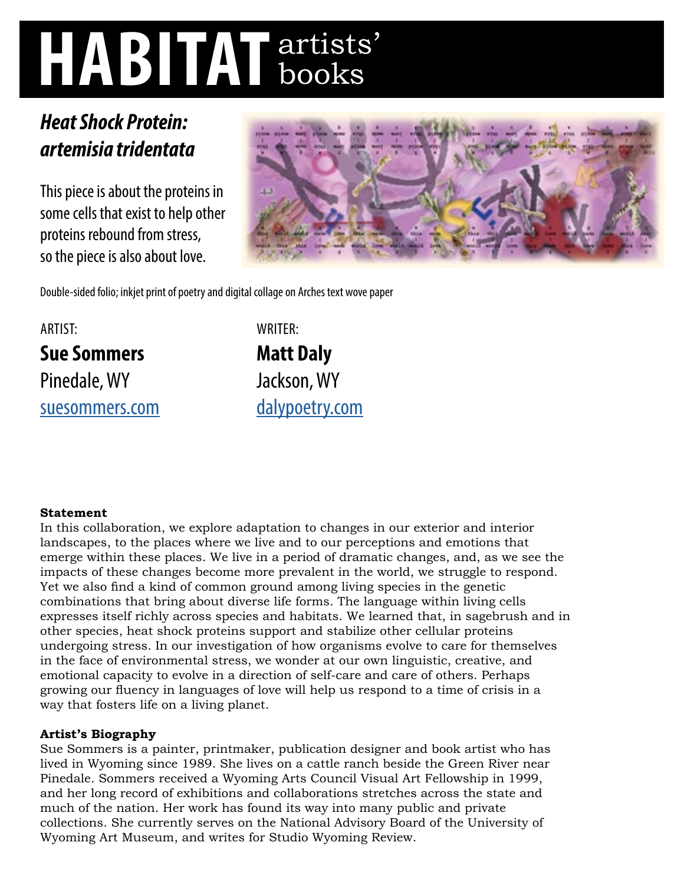# HABITAT artists' books

## *Heat Shock Protein: artemisia tridentata*

This piece is about the proteins in some cells that exist to help other proteins rebound from stress, so the piece is also about love.

Double-sided folio; inkjet print of poetry and digital collage on Arches text wove paper

ARTIST:

**Sue Sommers**
Pinedale, WY
suesommers.com

WRITER:

**Matt Daly**
Jackson, WY
dalypoetry.com

**Statement**

In this collaboration, we explore adaptation to changes in our exterior and interior landscapes, to the places where we live and to our perceptions and emotions that emerge within these places. We live in a period of dramatic changes, and, as we see the impacts of these changes become more prevalent in the world, we struggle to respond. Yet we also find a kind of common ground among living species in the genetic combinations that bring about diverse life forms. The language within living cells expresses itself richly across species and habitats. We learned that, in sagebrush and in other species, heat shock proteins support and stabilize other cellular proteins undergoing stress. In our investigation of how organisms evolve to care for themselves in the face of environmental stress, we wonder at our own linguistic, creative, and emotional capacity to evolve in a direction of self-care and care of others. Perhaps growing our fluency in languages of love will help us respond to a time of crisis in a way that fosters life on a living planet.

**Artist's Biography**

Sue Sommers is a painter, printmaker, publication designer and book artist who has lived in Wyoming since 1989. She lives on a cattle ranch beside the Green River near Pinedale. Sommers received a Wyoming Arts Council Visual Art Fellowship in 1999, and her long record of exhibitions and collaborations stretches across the state and much of the nation. Her work has found its way into many public and private collections. She currently serves on the National Advisory Board of the University of Wyoming Art Museum, and writes for Studio Wyoming Review.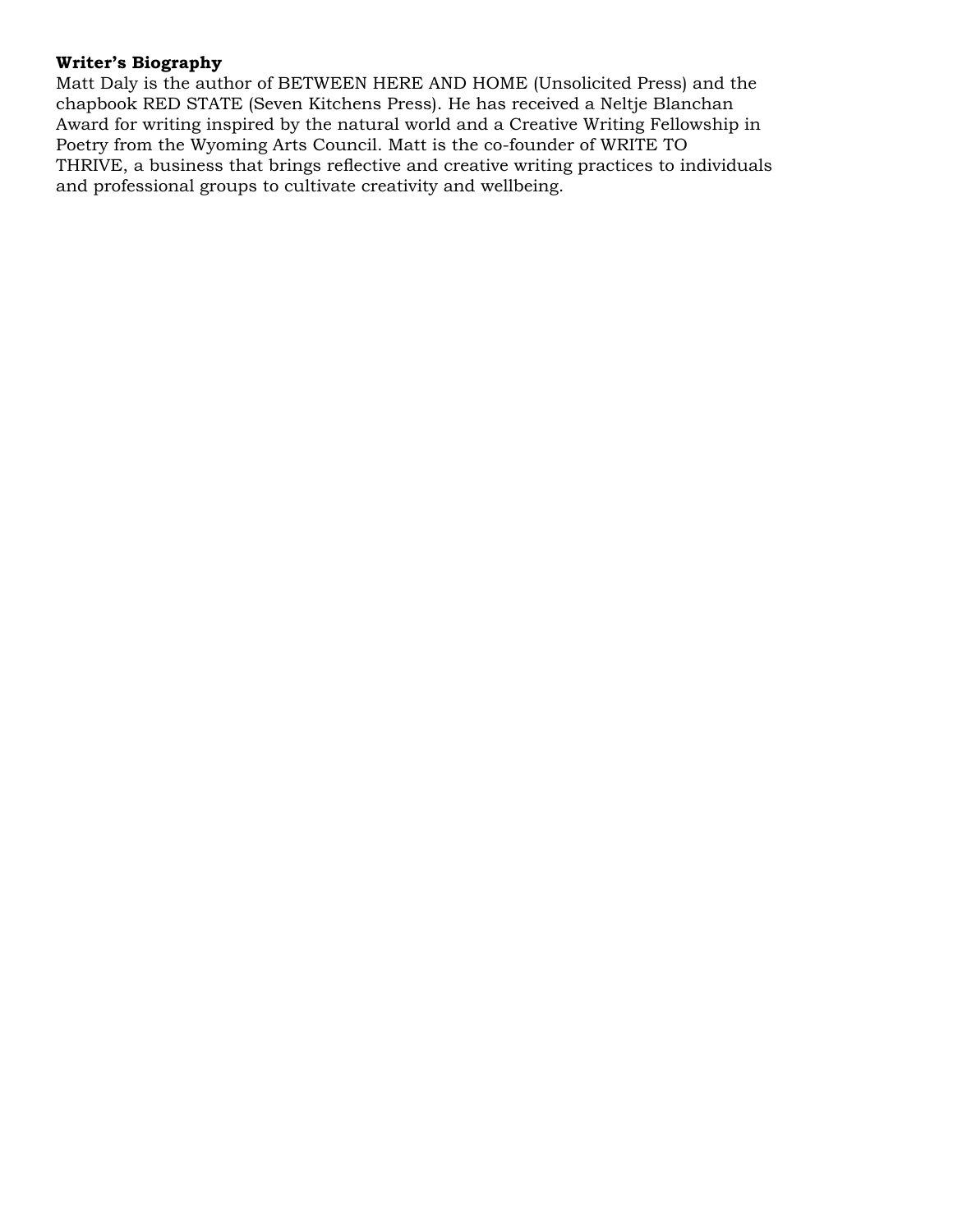**Writer's Biography**

Matt Daly is the author of BETWEEN HERE AND HOME (Unsolicited Press) and the chapbook RED STATE (Seven Kitchens Press). He has received a Neltje Blanchan Award for writing inspired by the natural world and a Creative Writing Fellowship in Poetry from the Wyoming Arts Council. Matt is the co-founder of WRITE TO THRIVE, a business that brings reflective and creative writing practices to individuals and professional groups to cultivate creativity and wellbeing.